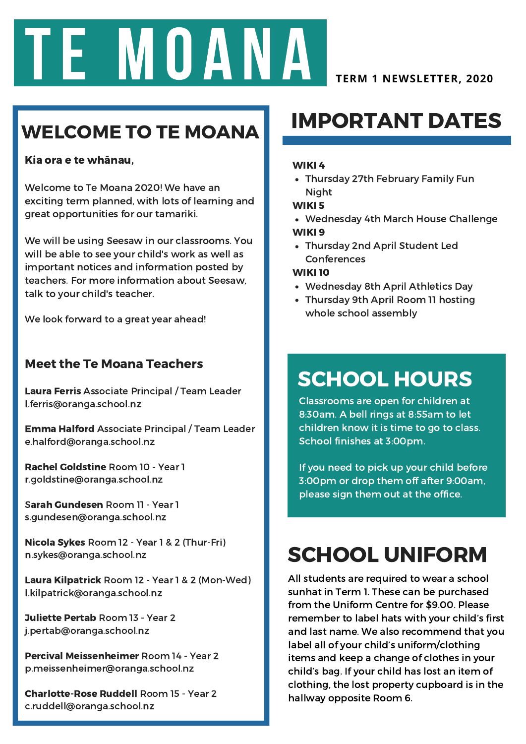# TE MOANA

**TERM 1 NEWSLETTER, 2020**

## WELCOME TO TE MOANA

**Kia ora e te whānau,**

Welcome to Te Moana 2020! We have an exciting term planned, with lots of learning and great opportunities for our tamariki.

We will be using Seesaw in our classrooms. You will be able to see your child's work as well as important notices and information posted by teachers. For more information about Seesaw, talk to your child's teacher.

We look forward to a great year ahead!

### Meet the Te Moana Teachers

**Laura Ferris** Associate Principal / Team Leader
l.ferris@oranga.school.nz

**Emma Halford** Associate Principal / Team Leader
e.halford@oranga.school.nz

**Rachel Goldstine** Room 10 - Year 1
r.goldstine@oranga.school.nz

**Sarah Gundesen** Room 11 - Year 1
s.gundesen@oranga.school.nz

**Nicola Sykes** Room 12 - Year 1 & 2 (Thur-Fri)
n.sykes@oranga.school.nz

**Laura Kilpatrick** Room 12 - Year 1 & 2 (Mon-Wed)
l.kilpatrick@oranga.school.nz

**Juliette Pertab** Room 13 - Year 2
j.pertab@oranga.school.nz

**Percival Meissenheimer** Room 14 - Year 2
p.meissenheimer@oranga.school.nz

**Charlotte-Rose Ruddell** Room 15 - Year 2
c.ruddell@oranga.school.nz

## IMPORTANT DATES

**WIKI 4**
- Thursday 27th February Family Fun Night

**WIKI 5**
- Wednesday 4th March House Challenge

**WIKI 9**
- Thursday 2nd April Student Led Conferences

**WIKI 10**
- Wednesday 8th April Athletics Day
- Thursday 9th April Room 11 hosting whole school assembly

## SCHOOL HOURS

Classrooms are open for children at 8:30am. A bell rings at 8:55am to let children know it is time to go to class. School finishes at 3:00pm.

If you need to pick up your child before 3:00pm or drop them off after 9:00am, please sign them out at the office.

## SCHOOL UNIFORM

All students are required to wear a school sunhat in Term 1. These can be purchased from the Uniform Centre for $9.00. Please remember to label hats with your child's first and last name. We also recommend that you label all of your child's uniform/clothing items and keep a change of clothes in your child's bag. If your child has lost an item of clothing, the lost property cupboard is in the hallway opposite Room 6.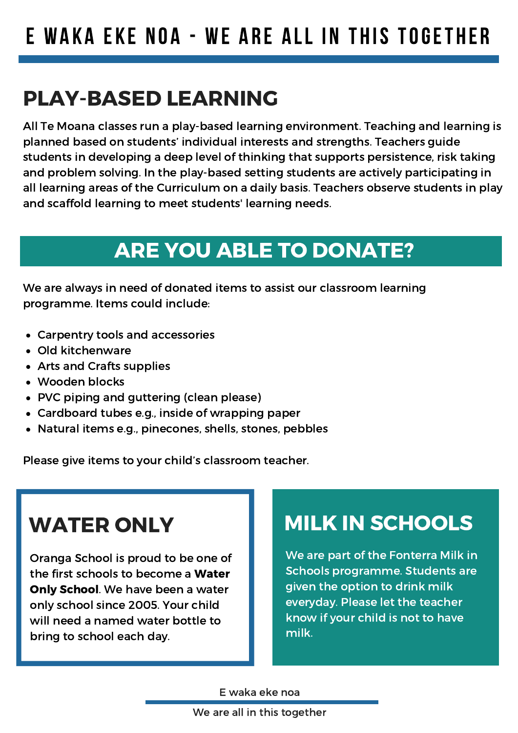# E WAKA EKE NOA - WE ARE ALL IN THIS TOGETHER

## PLAY-BASED LEARNING

All Te Moana classes run a play-based learning environment. Teaching and learning is planned based on students' individual interests and strengths. Teachers guide students in developing a deep level of thinking that supports persistence, risk taking and problem solving. In the play-based setting students are actively participating in all learning areas of the Curriculum on a daily basis. Teachers observe students in play and scaffold learning to meet students' learning needs.

## ARE YOU ABLE TO DONATE?

We are always in need of donated items to assist our classroom learning programme. Items could include:

- Carpentry tools and accessories
- Old kitchenware
- Arts and Crafts supplies
- Wooden blocks
- PVC piping and guttering (clean please)
- Cardboard tubes e.g., inside of wrapping paper
- Natural items e.g., pinecones, shells, stones, pebbles

Please give items to your child's classroom teacher.

## WATER ONLY

Oranga School is proud to be one of the first schools to become a **Water Only School**. We have been a water only school since 2005. Your child will need a named water bottle to bring to school each day.

## MILK IN SCHOOLS

We are part of the Fonterra Milk in Schools programme. Students are given the option to drink milk everyday. Please let the teacher know if your child is not to have milk.

E waka eke noa

We are all in this together